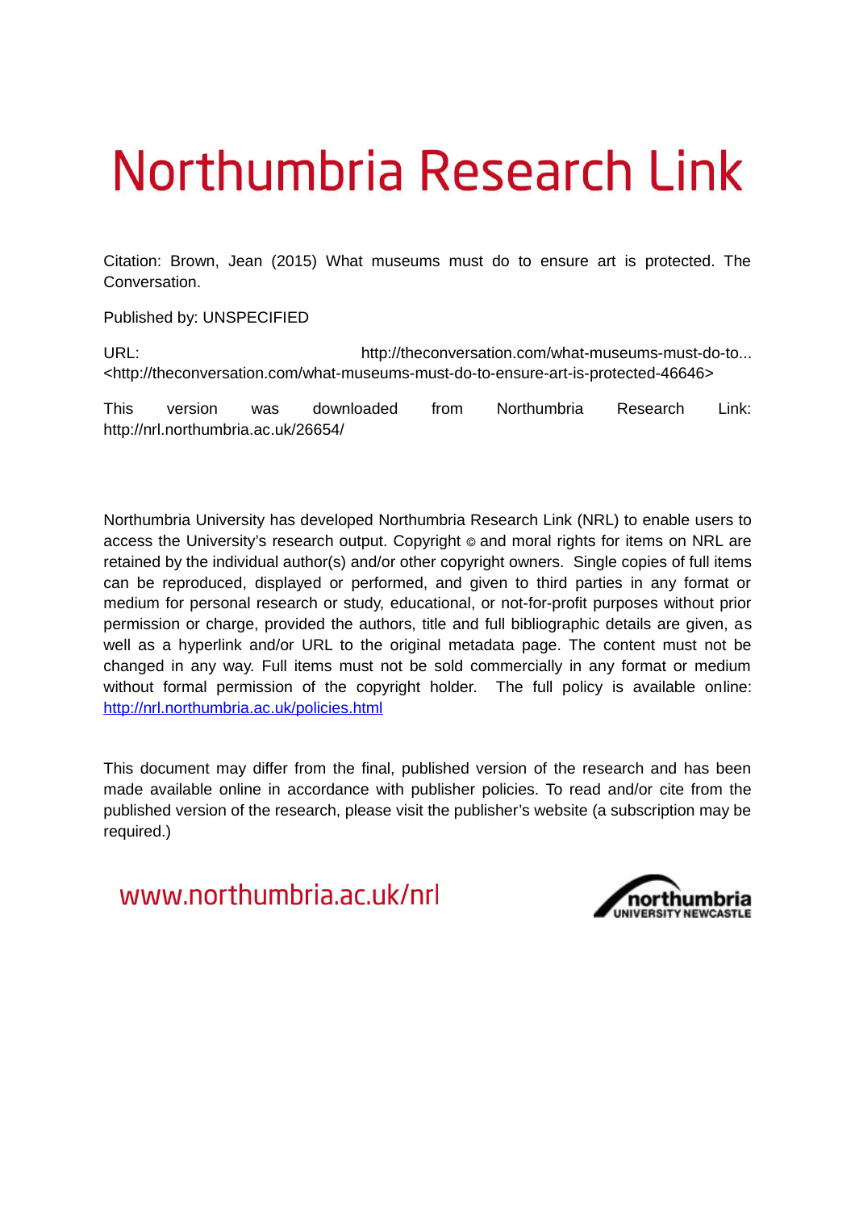# Northumbria Research Link

Citation: Brown, Jean (2015) What museums must do to ensure art is protected. The Conversation.

Published by: UNSPECIFIED

URL: http://theconversation.com/what-museums-must-do-to... <http://theconversation.com/what-museums-must-do-to-ensure-art-is-protected-46646>

This version was downloaded from Northumbria Research Link: http://nrl.northumbria.ac.uk/26654/

Northumbria University has developed Northumbria Research Link (NRL) to enable users to access the University's research output. Copyright © and moral rights for items on NRL are retained by the individual author(s) and/or other copyright owners. Single copies of full items can be reproduced, displayed or performed, and given to third parties in any format or medium for personal research or study, educational, or not-for-profit purposes without prior permission or charge, provided the authors, title and full bibliographic details are given, as well as a hyperlink and/or URL to the original metadata page. The content must not be changed in any way. Full items must not be sold commercially in any format or medium without formal permission of the copyright holder. The full policy is available online: http://nrl.northumbria.ac.uk/policies.html

This document may differ from the final, published version of the research and has been made available online in accordance with publisher policies. To read and/or cite from the published version of the research, please visit the publisher's website (a subscription may be required.)

www.northumbria.ac.uk/nrl

northumbria
UNIVERSITY NEWCASTLE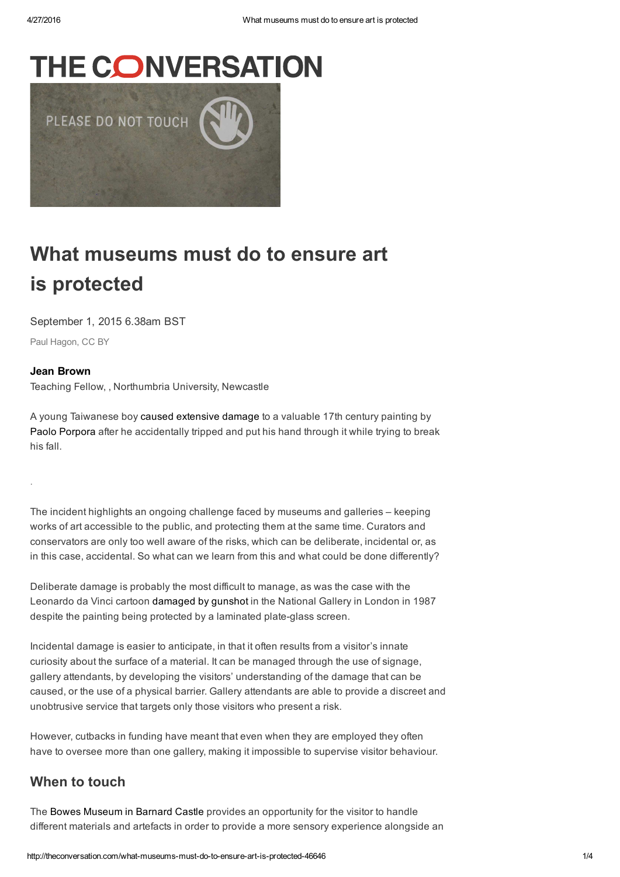# THE CONVERSATION

# What museums must do to ensure art is protected

September 1, 2015 6.38am BST

Paul Hagon, CC BY

**Jean Brown**
Teaching Fellow, , Northumbria University, Newcastle

A young Taiwanese boy caused extensive damage to a valuable 17th century painting by Paolo Porpora after he accidentally tripped and put his hand through it while trying to break his fall.

.

The incident highlights an ongoing challenge faced by museums and galleries – keeping works of art accessible to the public, and protecting them at the same time. Curators and conservators are only too well aware of the risks, which can be deliberate, incidental or, as in this case, accidental. So what can we learn from this and what could be done differently?

Deliberate damage is probably the most difficult to manage, as was the case with the Leonardo da Vinci cartoon damaged by gunshot in the National Gallery in London in 1987 despite the painting being protected by a laminated plate-glass screen.

Incidental damage is easier to anticipate, in that it often results from a visitor's innate curiosity about the surface of a material. It can be managed through the use of signage, gallery attendants, by developing the visitors' understanding of the damage that can be caused, or the use of a physical barrier. Gallery attendants are able to provide a discreet and unobtrusive service that targets only those visitors who present a risk.

However, cutbacks in funding have meant that even when they are employed they often have to oversee more than one gallery, making it impossible to supervise visitor behaviour.

## When to touch

The Bowes Museum in Barnard Castle provides an opportunity for the visitor to handle different materials and artefacts in order to provide a more sensory experience alongside an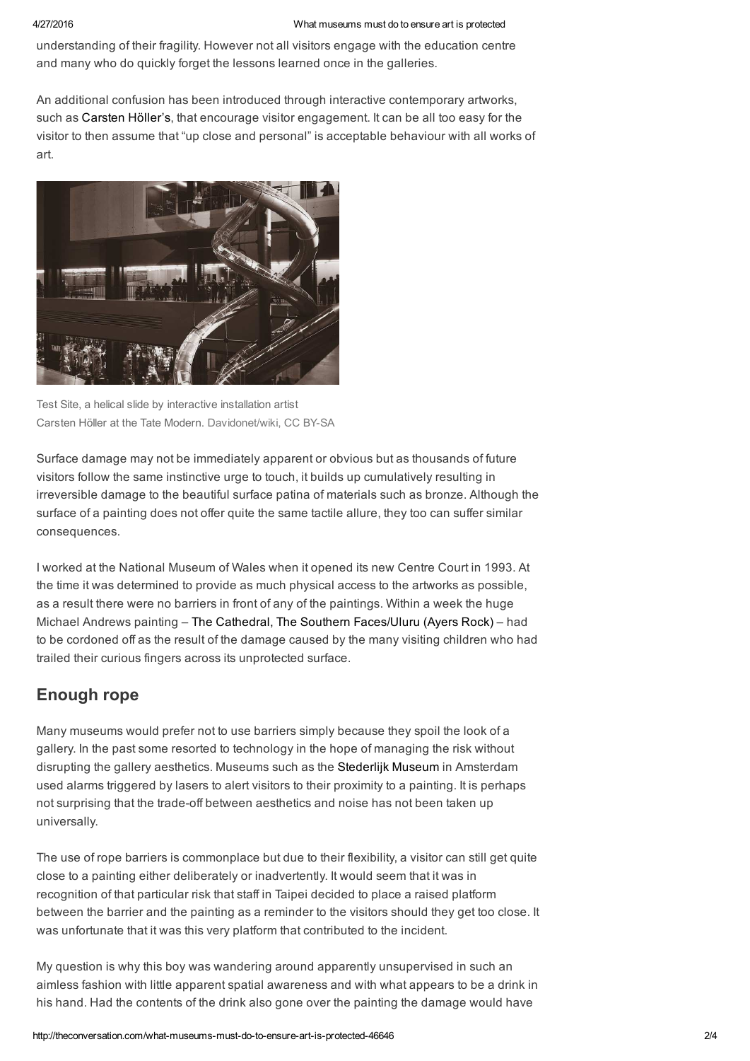understanding of their fragility. However not all visitors engage with the education centre and many who do quickly forget the lessons learned once in the galleries.

An additional confusion has been introduced through interactive contemporary artworks, such as Carsten Höller's, that encourage visitor engagement. It can be all too easy for the visitor to then assume that "up close and personal" is acceptable behaviour with all works of art.

Test Site, a helical slide by interactive installation artist Carsten Höller at the Tate Modern. Davidonet/wiki, CC BY-SA

Surface damage may not be immediately apparent or obvious but as thousands of future visitors follow the same instinctive urge to touch, it builds up cumulatively resulting in irreversible damage to the beautiful surface patina of materials such as bronze. Although the surface of a painting does not offer quite the same tactile allure, they too can suffer similar consequences.

I worked at the National Museum of Wales when it opened its new Centre Court in 1993. At the time it was determined to provide as much physical access to the artworks as possible, as a result there were no barriers in front of any of the paintings. Within a week the huge Michael Andrews painting – The Cathedral, The Southern Faces/Uluru (Ayers Rock) – had to be cordoned off as the result of the damage caused by the many visiting children who had trailed their curious fingers across its unprotected surface.

## Enough rope

Many museums would prefer not to use barriers simply because they spoil the look of a gallery. In the past some resorted to technology in the hope of managing the risk without disrupting the gallery aesthetics. Museums such as the Stederlijk Museum in Amsterdam used alarms triggered by lasers to alert visitors to their proximity to a painting. It is perhaps not surprising that the trade-off between aesthetics and noise has not been taken up universally.

The use of rope barriers is commonplace but due to their flexibility, a visitor can still get quite close to a painting either deliberately or inadvertently. It would seem that it was in recognition of that particular risk that staff in Taipei decided to place a raised platform between the barrier and the painting as a reminder to the visitors should they get too close. It was unfortunate that it was this very platform that contributed to the incident.

My question is why this boy was wandering around apparently unsupervised in such an aimless fashion with little apparent spatial awareness and with what appears to be a drink in his hand. Had the contents of the drink also gone over the painting the damage would have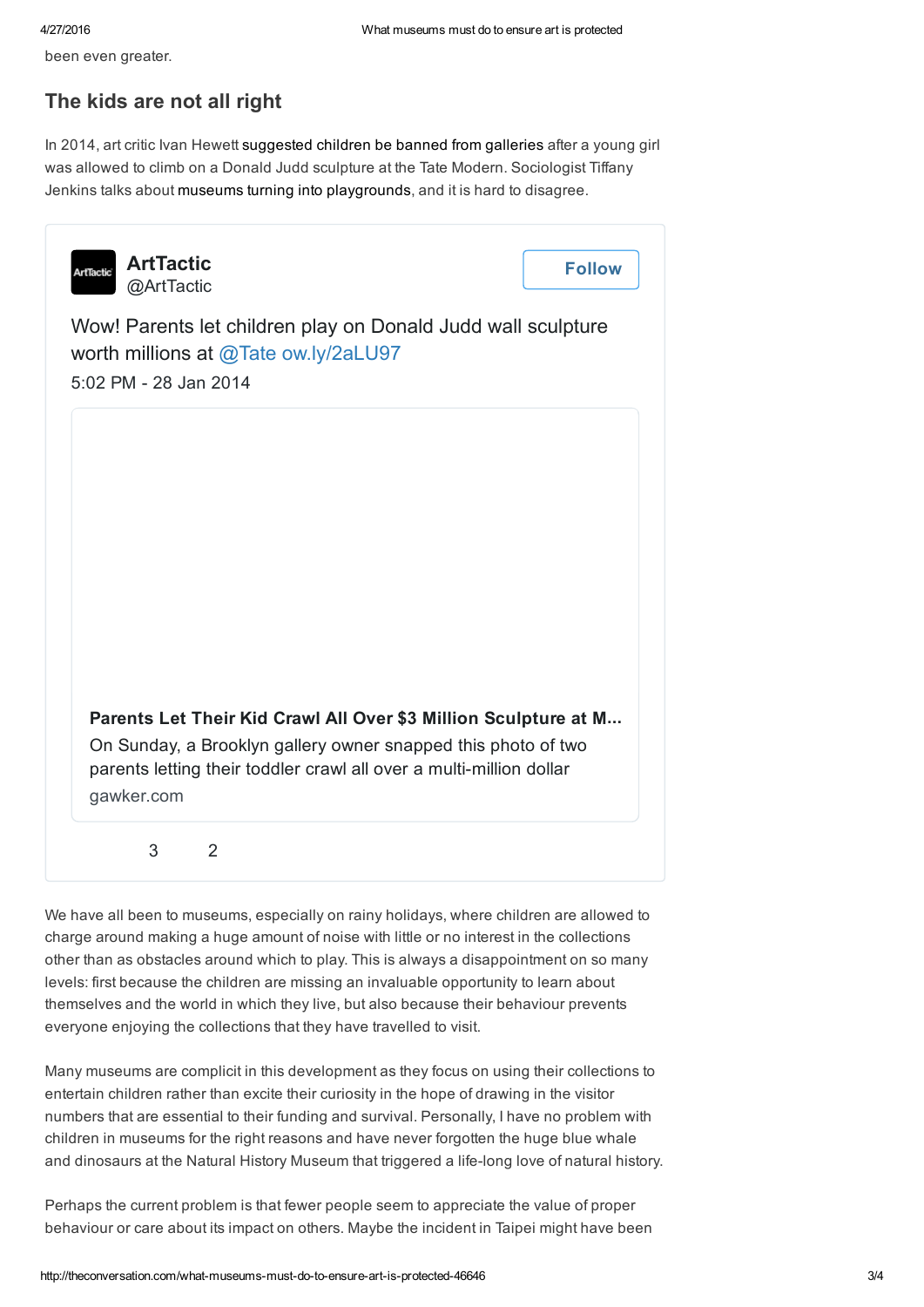been even greater.

## The kids are not all right

In 2014, art critic Ivan Hewett suggested children be banned from galleries after a young girl was allowed to climb on a Donald Judd sculpture at the Tate Modern. Sociologist Tiffany Jenkins talks about museums turning into playgrounds, and it is hard to disagree.

> **ArtTactic**
> @ArtTactic
>
> Follow
>
> Wow! Parents let children play on Donald Judd wall sculpture worth millions at @Tate ow.ly/2aLU97
>
> 5:02 PM - 28 Jan 2014
>
> **Parents Let Their Kid Crawl All Over $3 Million Sculpture at M...**
> On Sunday, a Brooklyn gallery owner snapped this photo of two parents letting their toddler crawl all over a multi-million dollar
> gawker.com
>
> 3 2

We have all been to museums, especially on rainy holidays, where children are allowed to charge around making a huge amount of noise with little or no interest in the collections other than as obstacles around which to play. This is always a disappointment on so many levels: first because the children are missing an invaluable opportunity to learn about themselves and the world in which they live, but also because their behaviour prevents everyone enjoying the collections that they have travelled to visit.

Many museums are complicit in this development as they focus on using their collections to entertain children rather than excite their curiosity in the hope of drawing in the visitor numbers that are essential to their funding and survival. Personally, I have no problem with children in museums for the right reasons and have never forgotten the huge blue whale and dinosaurs at the Natural History Museum that triggered a life-long love of natural history.

Perhaps the current problem is that fewer people seem to appreciate the value of proper behaviour or care about its impact on others. Maybe the incident in Taipei might have been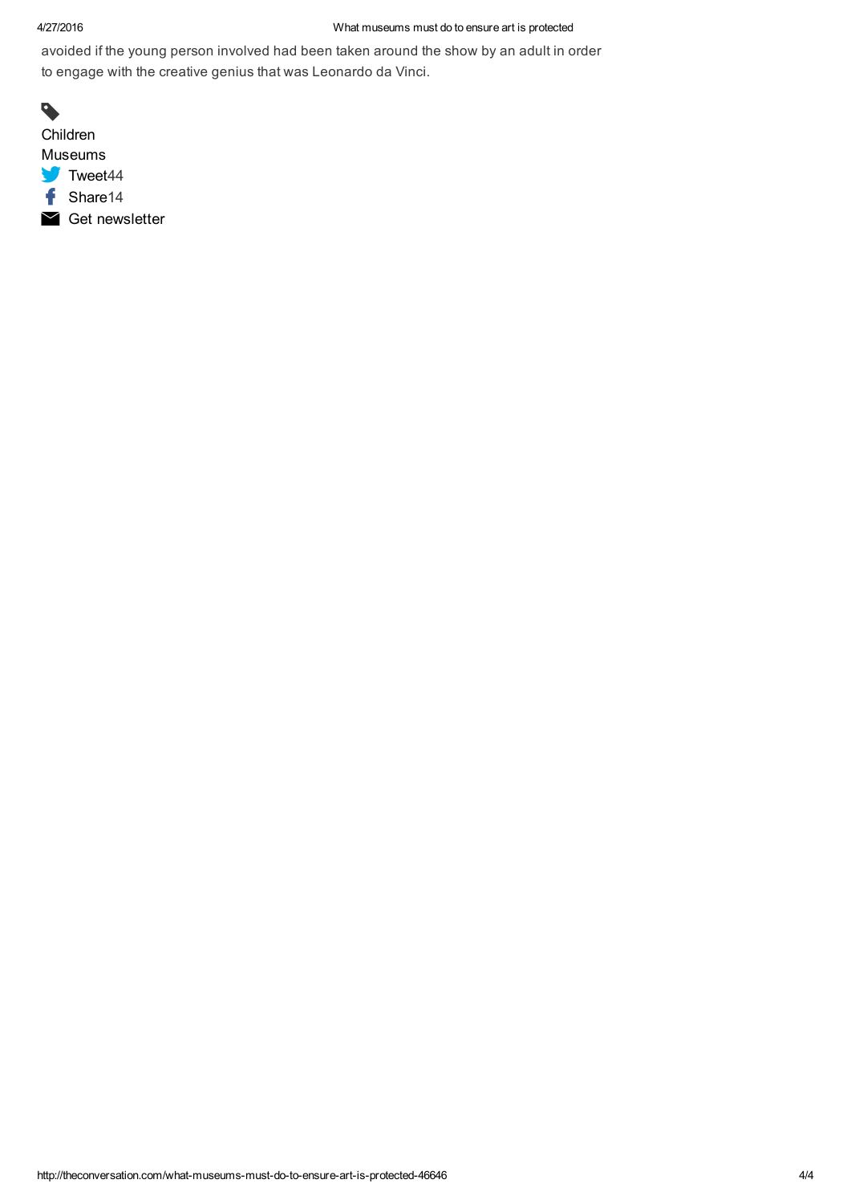avoided if the young person involved had been taken around the show by an adult in order to engage with the creative genius that was Leonardo da Vinci.

Children
Museums
Tweet44
Share14
Get newsletter